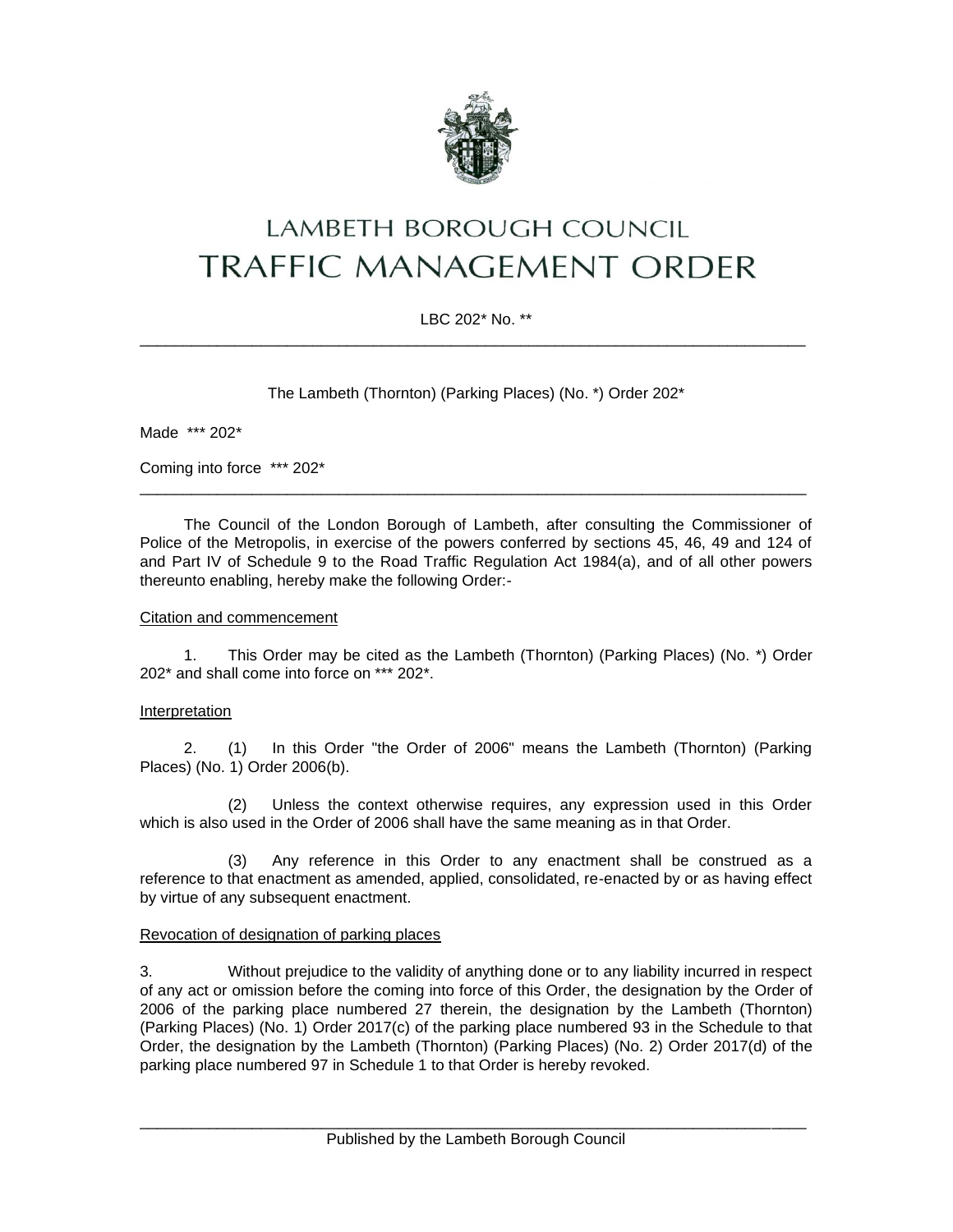# LAMBETH BOROUGH COUNCIL
# TRAFFIC MANAGEMENT ORDER

LBC 202* No. **

---

The Lambeth (Thornton) (Parking Places) (No. *) Order 202*

Made *** 202*

Coming into force *** 202*

---

The Council of the London Borough of Lambeth, after consulting the Commissioner of Police of the Metropolis, in exercise of the powers conferred by sections 45, 46, 49 and 124 of and Part IV of Schedule 9 to the Road Traffic Regulation Act 1984(a), and of all other powers thereunto enabling, hereby make the following Order:-

Citation and commencement

1. This Order may be cited as the Lambeth (Thornton) (Parking Places) (No. *) Order 202* and shall come into force on *** 202*.

Interpretation

2. (1) In this Order "the Order of 2006" means the Lambeth (Thornton) (Parking Places) (No. 1) Order 2006(b).

(2) Unless the context otherwise requires, any expression used in this Order which is also used in the Order of 2006 shall have the same meaning as in that Order.

(3) Any reference in this Order to any enactment shall be construed as a reference to that enactment as amended, applied, consolidated, re-enacted by or as having effect by virtue of any subsequent enactment.

Revocation of designation of parking places

3. Without prejudice to the validity of anything done or to any liability incurred in respect of any act or omission before the coming into force of this Order, the designation by the Order of 2006 of the parking place numbered 27 therein, the designation by the Lambeth (Thornton) (Parking Places) (No. 1) Order 2017(c) of the parking place numbered 93 in the Schedule to that Order, the designation by the Lambeth (Thornton) (Parking Places) (No. 2) Order 2017(d) of the parking place numbered 97 in Schedule 1 to that Order is hereby revoked.

Published by the Lambeth Borough Council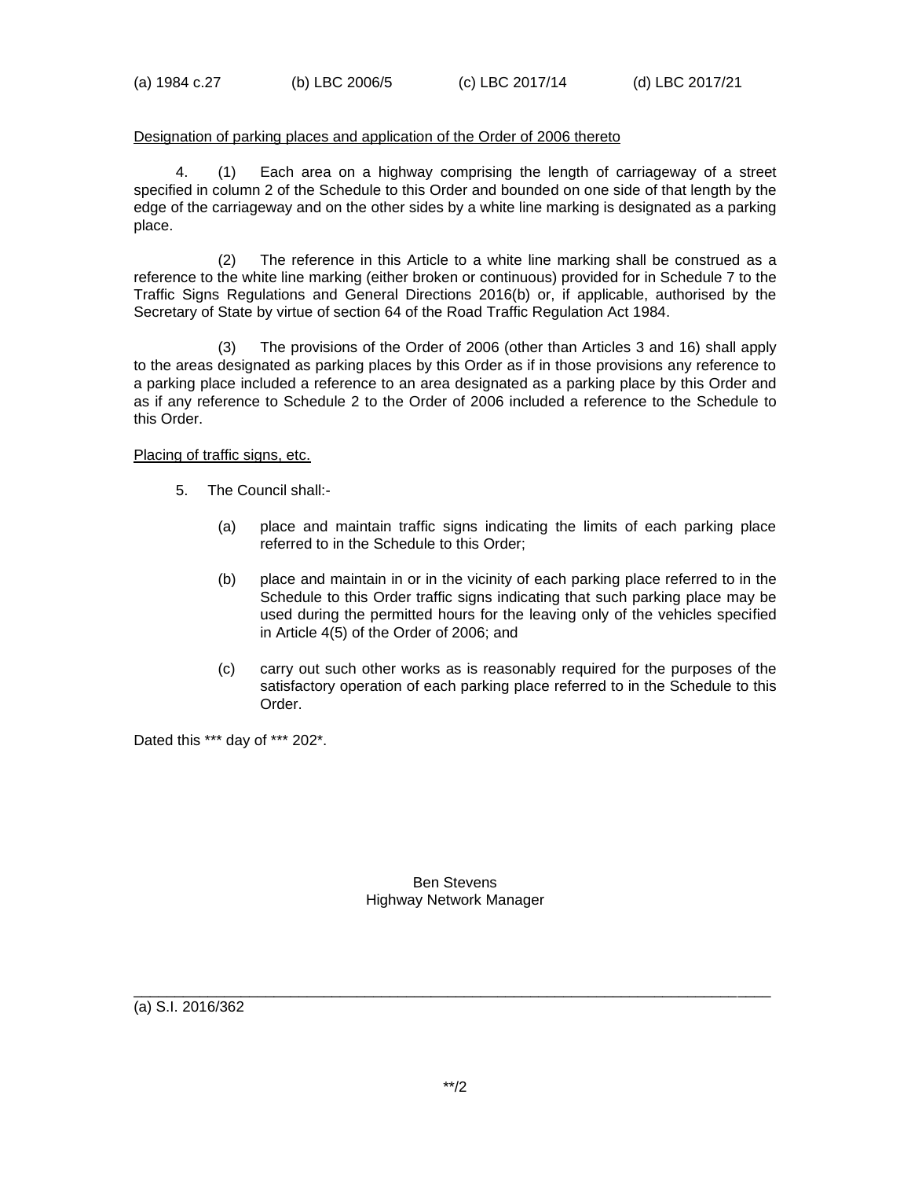(a) 1984 c.27 (b) LBC 2006/5 (c) LBC 2017/14 (d) LBC 2017/21

Designation of parking places and application of the Order of 2006 thereto

4. (1) Each area on a highway comprising the length of carriageway of a street specified in column 2 of the Schedule to this Order and bounded on one side of that length by the edge of the carriageway and on the other sides by a white line marking is designated as a parking place.

(2) The reference in this Article to a white line marking shall be construed as a reference to the white line marking (either broken or continuous) provided for in Schedule 7 to the Traffic Signs Regulations and General Directions 2016(b) or, if applicable, authorised by the Secretary of State by virtue of section 64 of the Road Traffic Regulation Act 1984.

(3) The provisions of the Order of 2006 (other than Articles 3 and 16) shall apply to the areas designated as parking places by this Order as if in those provisions any reference to a parking place included a reference to an area designated as a parking place by this Order and as if any reference to Schedule 2 to the Order of 2006 included a reference to the Schedule to this Order.

Placing of traffic signs, etc.

5. The Council shall:-

(a) place and maintain traffic signs indicating the limits of each parking place referred to in the Schedule to this Order;

(b) place and maintain in or in the vicinity of each parking place referred to in the Schedule to this Order traffic signs indicating that such parking place may be used during the permitted hours for the leaving only of the vehicles specified in Article 4(5) of the Order of 2006; and

(c) carry out such other works as is reasonably required for the purposes of the satisfactory operation of each parking place referred to in the Schedule to this Order.

Dated this *** day of *** 202*.

Ben Stevens
Highway Network Manager

---

(a) S.I. 2016/362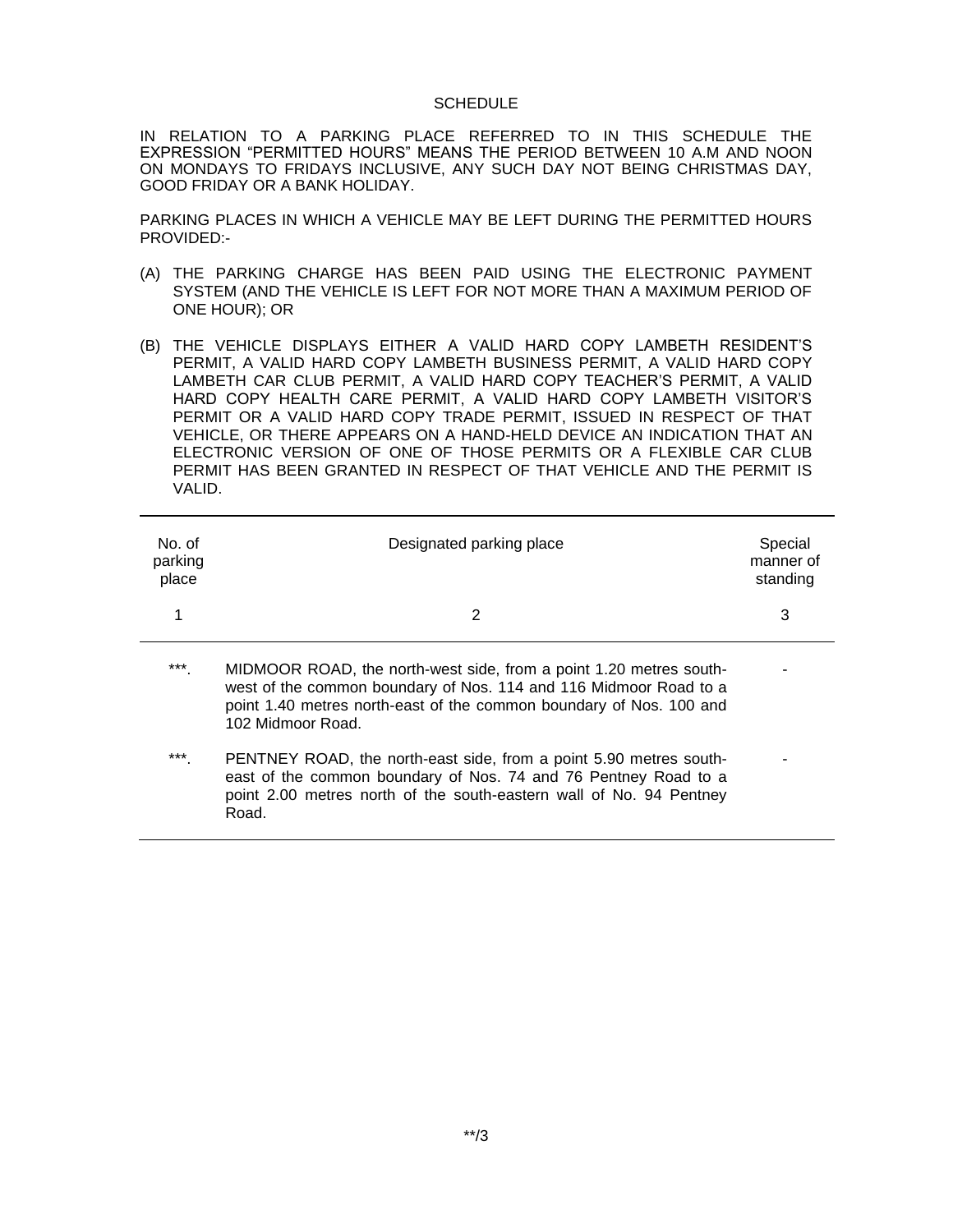SCHEDULE

IN RELATION TO A PARKING PLACE REFERRED TO IN THIS SCHEDULE THE EXPRESSION "PERMITTED HOURS" MEANS THE PERIOD BETWEEN 10 A.M AND NOON ON MONDAYS TO FRIDAYS INCLUSIVE, ANY SUCH DAY NOT BEING CHRISTMAS DAY, GOOD FRIDAY OR A BANK HOLIDAY.

PARKING PLACES IN WHICH A VEHICLE MAY BE LEFT DURING THE PERMITTED HOURS PROVIDED:-

(A) THE PARKING CHARGE HAS BEEN PAID USING THE ELECTRONIC PAYMENT SYSTEM (AND THE VEHICLE IS LEFT FOR NOT MORE THAN A MAXIMUM PERIOD OF ONE HOUR); OR

(B) THE VEHICLE DISPLAYS EITHER A VALID HARD COPY LAMBETH RESIDENT'S PERMIT, A VALID HARD COPY LAMBETH BUSINESS PERMIT, A VALID HARD COPY LAMBETH CAR CLUB PERMIT, A VALID HARD COPY TEACHER'S PERMIT, A VALID HARD COPY HEALTH CARE PERMIT, A VALID HARD COPY LAMBETH VISITOR'S PERMIT OR A VALID HARD COPY TRADE PERMIT, ISSUED IN RESPECT OF THAT VEHICLE, OR THERE APPEARS ON A HAND-HELD DEVICE AN INDICATION THAT AN ELECTRONIC VERSION OF ONE OF THOSE PERMITS OR A FLEXIBLE CAR CLUB PERMIT HAS BEEN GRANTED IN RESPECT OF THAT VEHICLE AND THE PERMIT IS VALID.

| No. of parking place | Designated parking place | Special manner of standing |
|---|---|---|
| 1 | 2 | 3 |
| ***. | MIDMOOR ROAD, the north-west side, from a point 1.20 metres south-west of the common boundary of Nos. 114 and 116 Midmoor Road to a point 1.40 metres north-east of the common boundary of Nos. 100 and 102 Midmoor Road. | - |
| ***. | PENTNEY ROAD, the north-east side, from a point 5.90 metres south-east of the common boundary of Nos. 74 and 76 Pentney Road to a point 2.00 metres north of the south-eastern wall of No. 94 Pentney Road. | - |